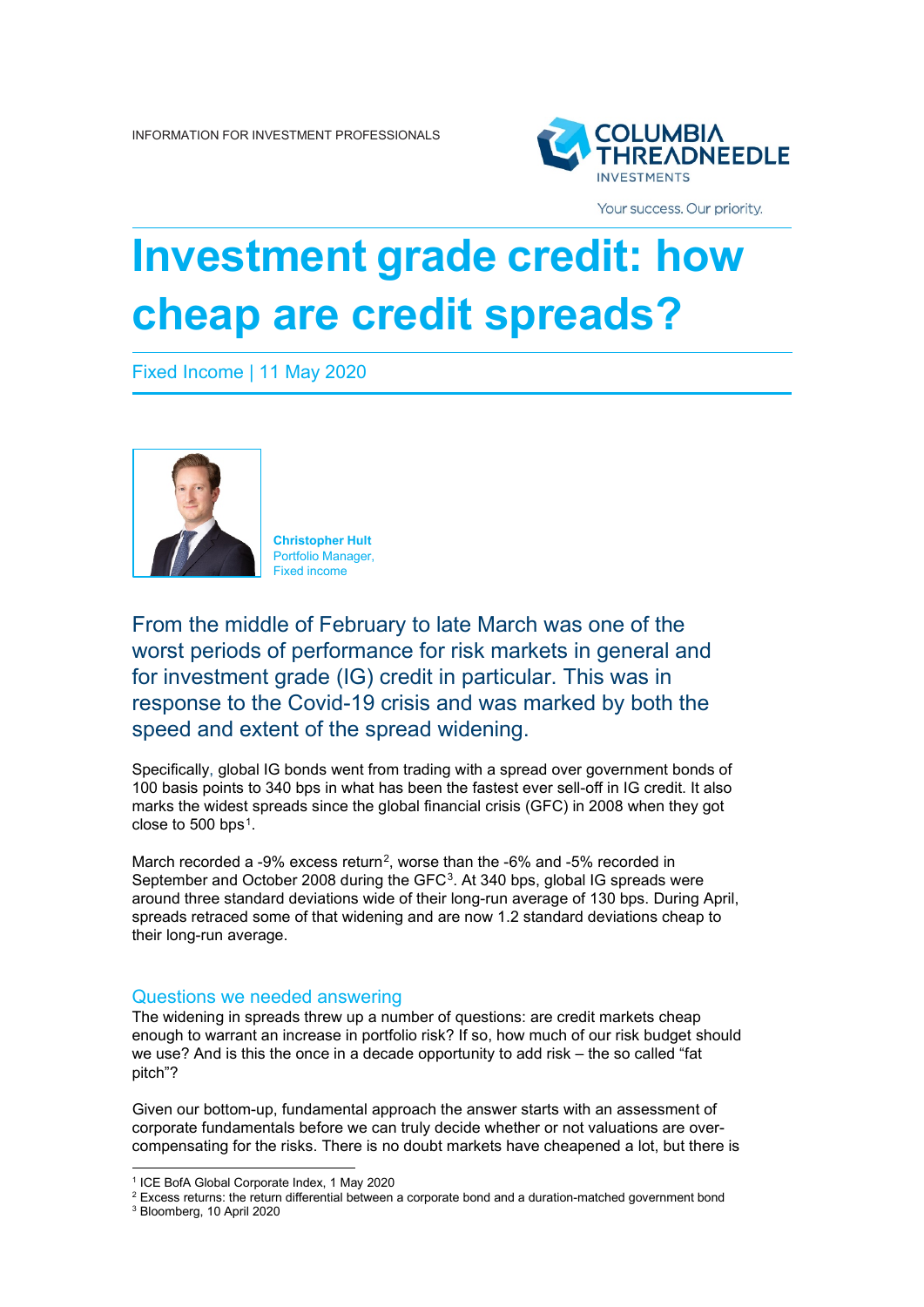INFORMATION FOR INVESTMENT PROFESSIONALS

# Investment grade credit: how cheap are credit spreads?

Fixed Income | 11 May 2020

**Christopher Hult**
Portfolio Manager, Fixed income

## From the middle of February to late March was one of the worst periods of performance for risk markets in general and for investment grade (IG) credit in particular. This was in response to the Covid-19 crisis and was marked by both the speed and extent of the spread widening.

Specifically, global IG bonds went from trading with a spread over government bonds of 100 basis points to 340 bps in what has been the fastest ever sell-off in IG credit. It also marks the widest spreads since the global financial crisis (GFC) in 2008 when they got close to 500 bps[1].

March recorded a -9% excess return[2], worse than the -6% and -5% recorded in September and October 2008 during the GFC[3]. At 340 bps, global IG spreads were around three standard deviations wide of their long-run average of 130 bps. During April, spreads retraced some of that widening and are now 1.2 standard deviations cheap to their long-run average.

### Questions we needed answering

The widening in spreads threw up a number of questions: are credit markets cheap enough to warrant an increase in portfolio risk? If so, how much of our risk budget should we use? And is this the once in a decade opportunity to add risk – the so called "fat pitch"?

Given our bottom-up, fundamental approach the answer starts with an assessment of corporate fundamentals before we can truly decide whether or not valuations are over-compensating for the risks. There is no doubt markets have cheapened a lot, but there is

---

[1] ICE BofA Global Corporate Index, 1 May 2020
[2] Excess returns: the return differential between a corporate bond and a duration-matched government bond
[3] Bloomberg, 10 April 2020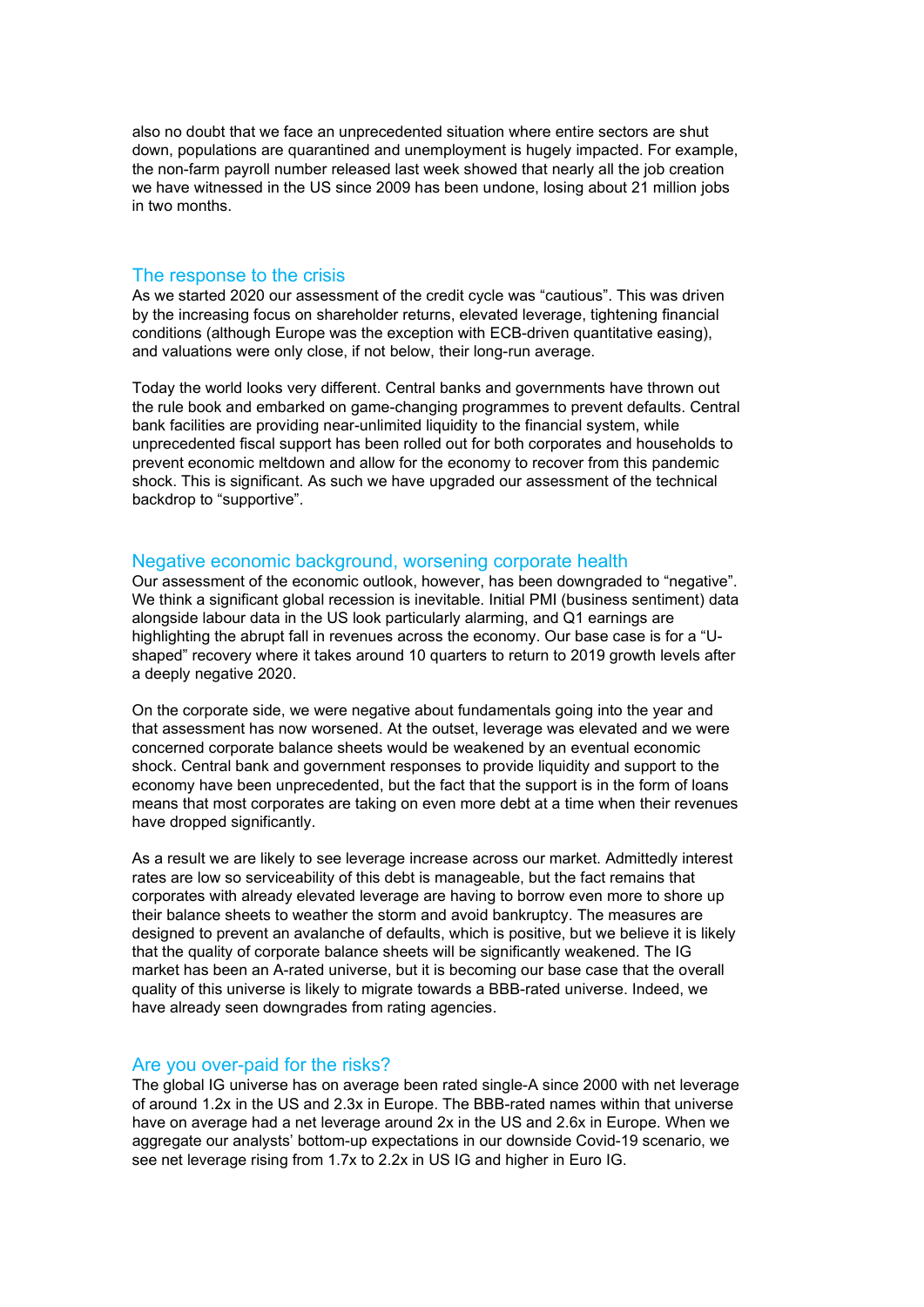also no doubt that we face an unprecedented situation where entire sectors are shut down, populations are quarantined and unemployment is hugely impacted. For example, the non-farm payroll number released last week showed that nearly all the job creation we have witnessed in the US since 2009 has been undone, losing about 21 million jobs in two months.

## The response to the crisis

As we started 2020 our assessment of the credit cycle was "cautious". This was driven by the increasing focus on shareholder returns, elevated leverage, tightening financial conditions (although Europe was the exception with ECB-driven quantitative easing), and valuations were only close, if not below, their long-run average.

Today the world looks very different. Central banks and governments have thrown out the rule book and embarked on game-changing programmes to prevent defaults. Central bank facilities are providing near-unlimited liquidity to the financial system, while unprecedented fiscal support has been rolled out for both corporates and households to prevent economic meltdown and allow for the economy to recover from this pandemic shock. This is significant. As such we have upgraded our assessment of the technical backdrop to "supportive".

## Negative economic background, worsening corporate health

Our assessment of the economic outlook, however, has been downgraded to "negative". We think a significant global recession is inevitable. Initial PMI (business sentiment) data alongside labour data in the US look particularly alarming, and Q1 earnings are highlighting the abrupt fall in revenues across the economy. Our base case is for a "U-shaped" recovery where it takes around 10 quarters to return to 2019 growth levels after a deeply negative 2020.

On the corporate side, we were negative about fundamentals going into the year and that assessment has now worsened. At the outset, leverage was elevated and we were concerned corporate balance sheets would be weakened by an eventual economic shock. Central bank and government responses to provide liquidity and support to the economy have been unprecedented, but the fact that the support is in the form of loans means that most corporates are taking on even more debt at a time when their revenues have dropped significantly.

As a result we are likely to see leverage increase across our market. Admittedly interest rates are low so serviceability of this debt is manageable, but the fact remains that corporates with already elevated leverage are having to borrow even more to shore up their balance sheets to weather the storm and avoid bankruptcy. The measures are designed to prevent an avalanche of defaults, which is positive, but we believe it is likely that the quality of corporate balance sheets will be significantly weakened. The IG market has been an A-rated universe, but it is becoming our base case that the overall quality of this universe is likely to migrate towards a BBB-rated universe. Indeed, we have already seen downgrades from rating agencies.

## Are you over-paid for the risks?

The global IG universe has on average been rated single-A since 2000 with net leverage of around 1.2x in the US and 2.3x in Europe. The BBB-rated names within that universe have on average had a net leverage around 2x in the US and 2.6x in Europe. When we aggregate our analysts' bottom-up expectations in our downside Covid-19 scenario, we see net leverage rising from 1.7x to 2.2x in US IG and higher in Euro IG.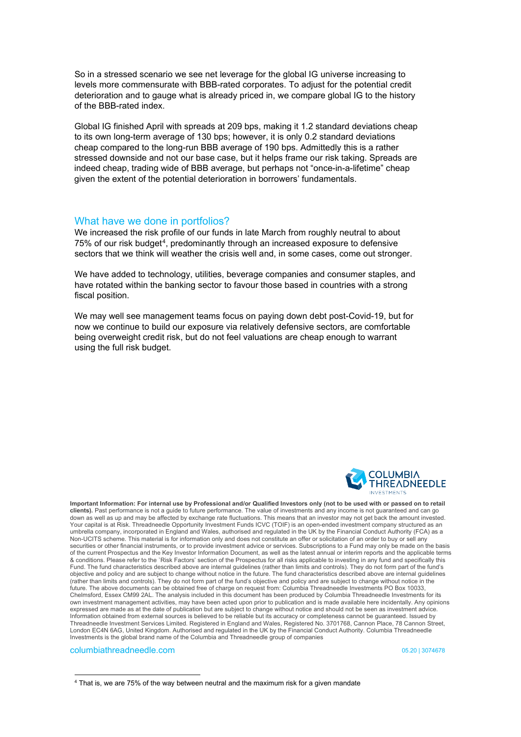So in a stressed scenario we see net leverage for the global IG universe increasing to levels more commensurate with BBB-rated corporates. To adjust for the potential credit deterioration and to gauge what is already priced in, we compare global IG to the history of the BBB-rated index.

Global IG finished April with spreads at 209 bps, making it 1.2 standard deviations cheap to its own long-term average of 130 bps; however, it is only 0.2 standard deviations cheap compared to the long-run BBB average of 190 bps. Admittedly this is a rather stressed downside and not our base case, but it helps frame our risk taking. Spreads are indeed cheap, trading wide of BBB average, but perhaps not "once-in-a-lifetime" cheap given the extent of the potential deterioration in borrowers' fundamentals.

## What have we done in portfolios?

We increased the risk profile of our funds in late March from roughly neutral to about 75% of our risk budget[4], predominantly through an increased exposure to defensive sectors that we think will weather the crisis well and, in some cases, come out stronger.

We have added to technology, utilities, beverage companies and consumer staples, and have rotated within the banking sector to favour those based in countries with a strong fiscal position.

We may well see management teams focus on paying down debt post-Covid-19, but for now we continue to build our exposure via relatively defensive sectors, are comfortable being overweight credit risk, but do not feel valuations are cheap enough to warrant using the full risk budget.

COLUMBIA THREADNEEDLE INVESTMENTS

**Important Information: For internal use by Professional and/or Qualified Investors only (not to be used with or passed on to retail clients).** Past performance is not a guide to future performance. The value of investments and any income is not guaranteed and can go down as well as up and may be affected by exchange rate fluctuations. This means that an investor may not get back the amount invested. Your capital is at Risk. Threadneedle Opportunity Investment Funds ICVC (TOIF) is an open-ended investment company structured as an umbrella company, incorporated in England and Wales, authorised and regulated in the UK by the Financial Conduct Authority (FCA) as a Non-UCITS scheme. This material is for information only and does not constitute an offer or solicitation of an order to buy or sell any securities or other financial instruments, or to provide investment advice or services. Subscriptions to a Fund may only be made on the basis of the current Prospectus and the Key Investor Information Document, as well as the latest annual or interim reports and the applicable terms & conditions. Please refer to the `Risk Factors' section of the Prospectus for all risks applicable to investing in any fund and specifically this Fund. The fund characteristics described above are internal guidelines (rather than limits and controls). They do not form part of the fund's objective and policy and are subject to change without notice in the future. The fund characteristics described above are internal guidelines (rather than limits and controls). They do not form part of the fund's objective and policy and are subject to change without notice in the future. The above documents can be obtained free of charge on request from: Columbia Threadneedle Investments PO Box 10033, Chelmsford, Essex CM99 2AL. The analysis included in this document has been produced by Columbia Threadneedle Investments for its own investment management activities, may have been acted upon prior to publication and is made available here incidentally. Any opinions expressed are made as at the date of publication but are subject to change without notice and should not be seen as investment advice. Information obtained from external sources is believed to be reliable but its accuracy or completeness cannot be guaranteed. Issued by Threadneedle Investment Services Limited. Registered in England and Wales, Registered No. 3701768, Cannon Place, 78 Cannon Street, London EC4N 6AG, United Kingdom. Authorised and regulated in the UK by the Financial Conduct Authority. Columbia Threadneedle Investments is the global brand name of the Columbia and Threadneedle group of companies

columbiathreadneedle.com

05.20 | 3074678

[4] That is, we are 75% of the way between neutral and the maximum risk for a given mandate